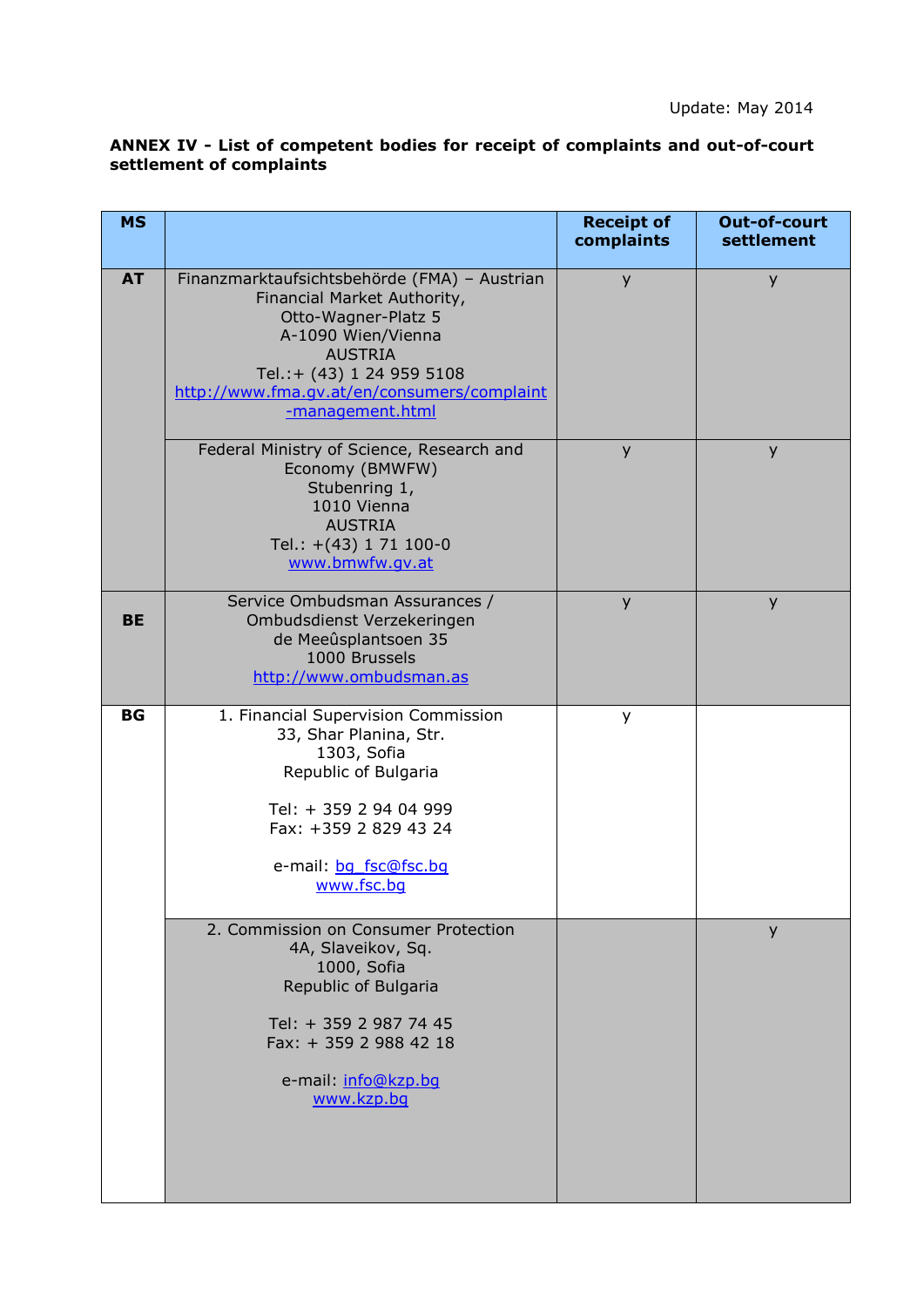Update: May 2014

**ANNEX IV - List of competent bodies for receipt of complaints and out-of-court settlement of complaints**

| MS | | Receipt of complaints | Out-of-court settlement |
|---|---|---|---|
| AT | Finanzmarktaufsichtsbehörde (FMA) – Austrian Financial Market Authority, Otto-Wagner-Platz 5 A-1090 Wien/Vienna AUSTRIA Tel.:+ (43) 1 24 959 5108 http://www.fma.gv.at/en/consumers/complaint-management.html | y | y |
| | Federal Ministry of Science, Research and Economy (BMWFW) Stubenring 1, 1010 Vienna AUSTRIA Tel.: +(43) 1 71 100-0 www.bmwfw.gv.at | y | y |
| BE | Service Ombudsman Assurances / Ombudsdienst Verzekeringen de Meeûsplantsoen 35 1000 Brussels http://www.ombudsman.as | y | y |
| BG | 1. Financial Supervision Commission 33, Shar Planina, Str. 1303, Sofia Republic of Bulgaria<br><br>Tel: + 359 2 94 04 999 Fax: +359 2 829 43 24<br><br>e-mail: bg_fsc@fsc.bg www.fsc.bg | y | |
| | 2. Commission on Consumer Protection 4A, Slaveikov, Sq. 1000, Sofia Republic of Bulgaria<br><br>Tel: + 359 2 987 74 45 Fax: + 359 2 988 42 18<br><br>e-mail: info@kzp.bg www.kzp.bg | | y |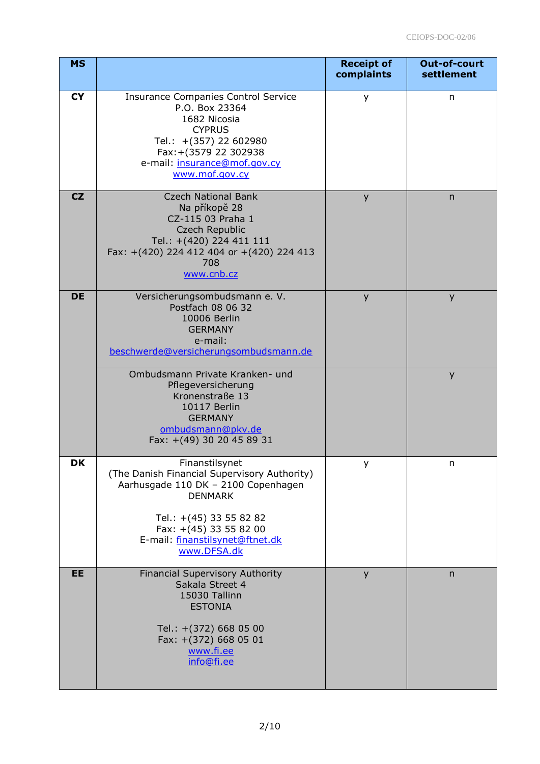| MS | | Receipt of complaints | Out-of-court settlement |
|---|---|---|---|
| CY | Insurance Companies Control Service<br>P.O. Box 23364<br>1682 Nicosia<br>CYPRUS<br>Tel.: +(357) 22 602980<br>Fax:+(3579 22 302938<br>e-mail: insurance@mof.gov.cy<br>www.mof.gov.cy | y | n |
| CZ | Czech National Bank<br>Na příkopě 28<br>CZ-115 03 Praha 1<br>Czech Republic<br>Tel.: +(420) 224 411 111<br>Fax: +(420) 224 412 404 or +(420) 224 413 708<br>www.cnb.cz | y | n |
| DE | Versicherungsombudsmann e. V.<br>Postfach 08 06 32<br>10006 Berlin<br>GERMANY<br>e-mail:<br>beschwerde@versicherungsombudsmann.de | y | y |
| | Ombudsmann Private Kranken- und Pflegeversicherung<br>Kronenstraße 13<br>10117 Berlin<br>GERMANY<br>ombudsmann@pkv.de<br>Fax: +(49) 30 20 45 89 31 | | y |
| DK | Finanstilsynet<br>(The Danish Financial Supervisory Authority)<br>Aarhusgade 110 DK – 2100 Copenhagen<br>DENMARK<br><br>Tel.: +(45) 33 55 82 82<br>Fax: +(45) 33 55 82 00<br>E-mail: finanstilsynet@ftnet.dk<br>www.DFSA.dk | y | n |
| EE | Financial Supervisory Authority<br>Sakala Street 4<br>15030 Tallinn<br>ESTONIA<br><br>Tel.: +(372) 668 05 00<br>Fax: +(372) 668 05 01<br>www.fi.ee<br>info@fi.ee | y | n |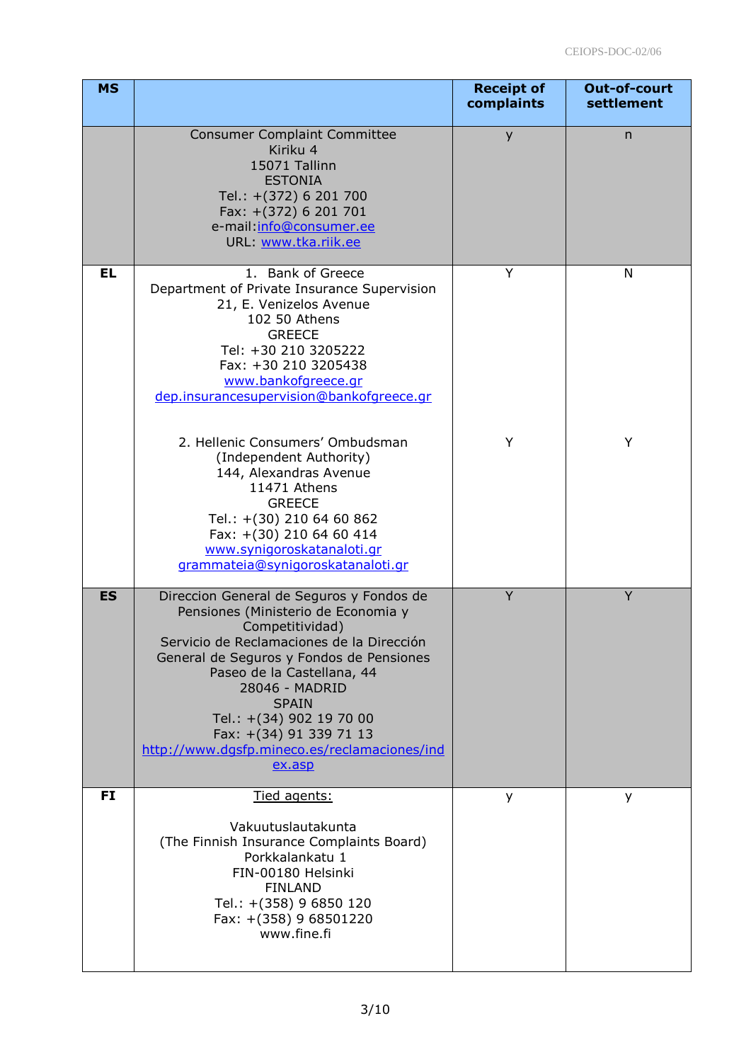| MS | | Receipt of complaints | Out-of-court settlement |
|---|---|---|---|
| | Consumer Complaint Committee<br>Kiriku 4<br>15071 Tallinn<br>ESTONIA<br>Tel.: +(372) 6 201 700<br>Fax: +(372) 6 201 701<br>e-mail:info@consumer.ee<br>URL: www.tka.riik.ee | y | n |
| EL | 1. Bank of Greece<br>Department of Private Insurance Supervision<br>21, E. Venizelos Avenue<br>102 50 Athens<br>GREECE<br>Tel: +30 210 3205222<br>Fax: +30 210 3205438<br>www.bankofgreece.gr<br>dep.insurancesupervision@bankofgreece.gr | Y | N |
| | 2. Hellenic Consumers' Ombudsman<br>(Independent Authority)<br>144, Alexandras Avenue<br>11471 Athens<br>GREECE<br>Tel.: +(30) 210 64 60 862<br>Fax: +(30) 210 64 60 414<br>www.synigoroskatanaloti.gr<br>grammateia@synigoroskatanaloti.gr | Y | Y |
| ES | Direccion General de Seguros y Fondos de Pensiones (Ministerio de Economia y Competitividad)<br>Servicio de Reclamaciones de la Dirección General de Seguros y Fondos de Pensiones<br>Paseo de la Castellana, 44<br>28046 - MADRID<br>SPAIN<br>Tel.: +(34) 902 19 70 00<br>Fax: +(34) 91 339 71 13<br>http://www.dgsfp.mineco.es/reclamaciones/index.asp | Y | Y |
| FI | Tied agents:<br><br>Vakuutuslautakunta<br>(The Finnish Insurance Complaints Board)<br>Porkkalankatu 1<br>FIN-00180 Helsinki<br>FINLAND<br>Tel.: +(358) 9 6850 120<br>Fax: +(358) 9 68501220<br>www.fine.fi | y | y |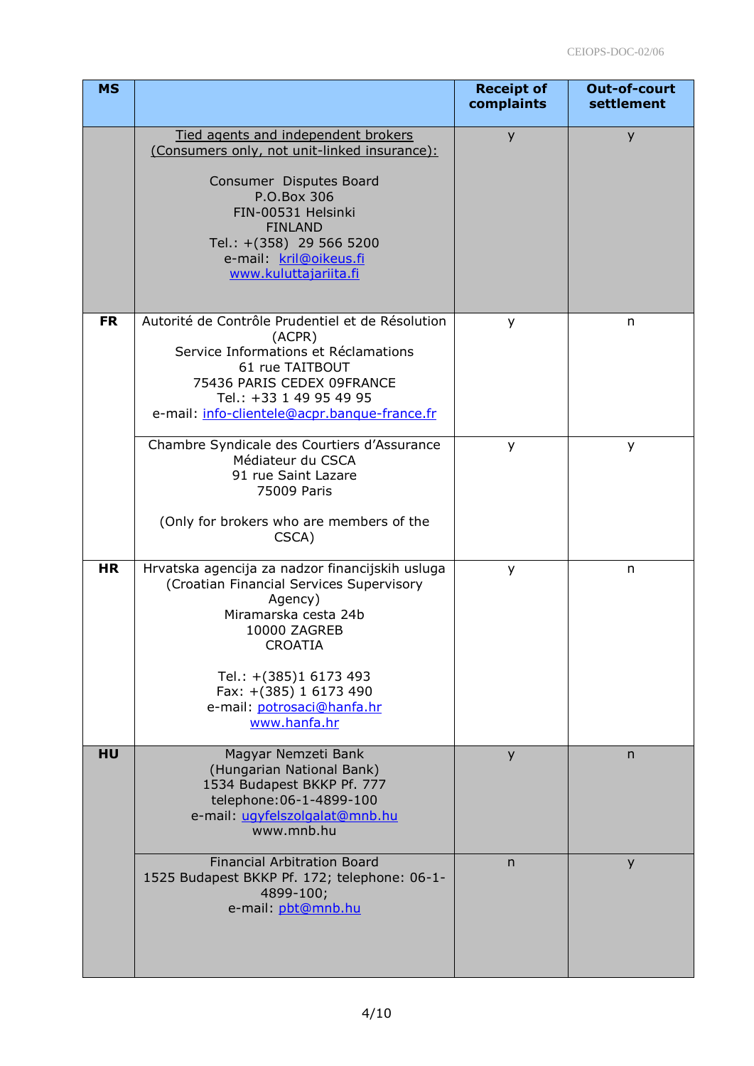| MS | | Receipt of complaints | Out-of-court settlement |
|---|---|---|---|
| | Tied agents and independent brokers (Consumers only, not unit-linked insurance):<br><br>Consumer Disputes Board<br>P.O.Box 306<br>FIN-00531 Helsinki<br>FINLAND<br>Tel.: +(358) 29 566 5200<br>e-mail: kril@oikeus.fi<br>www.kuluttajariita.fi | y | y |
| FR | Autorité de Contrôle Prudentiel et de Résolution (ACPR)<br>Service Informations et Réclamations<br>61 rue TAITBOUT<br>75436 PARIS CEDEX 09FRANCE<br>Tel.: +33 1 49 95 49 95<br>e-mail: info-clientele@acpr.banque-france.fr | y | n |
| | Chambre Syndicale des Courtiers d'Assurance<br>Médiateur du CSCA<br>91 rue Saint Lazare<br>75009 Paris<br><br>(Only for brokers who are members of the CSCA) | y | y |
| HR | Hrvatska agencija za nadzor financijskih usluga (Croatian Financial Services Supervisory Agency)<br>Miramarska cesta 24b<br>10000 ZAGREB<br>CROATIA<br><br>Tel.: +(385)1 6173 493<br>Fax: +(385) 1 6173 490<br>e-mail: potrosaci@hanfa.hr<br>www.hanfa.hr | y | n |
| HU | Magyar Nemzeti Bank<br>(Hungarian National Bank)<br>1534 Budapest BKKP Pf. 777<br>telephone:06-1-4899-100<br>e-mail: ugyfelszolgalat@mnb.hu<br>www.mnb.hu | y | n |
| | Financial Arbitration Board<br>1525 Budapest BKKP Pf. 172; telephone: 06-1-4899-100;<br>e-mail: pbt@mnb.hu | n | y |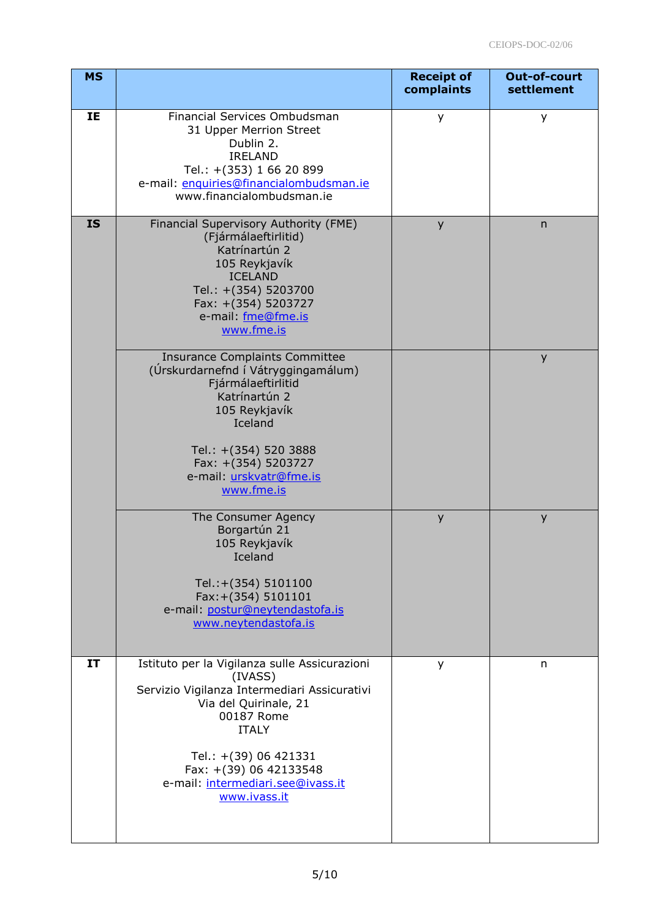| MS | | Receipt of complaints | Out-of-court settlement |
|---|---|---|---|
| IE | Financial Services Ombudsman<br>31 Upper Merrion Street<br>Dublin 2.<br>IRELAND<br>Tel.: +(353) 1 66 20 899<br>e-mail: enquiries@financialombudsman.ie<br>www.financialombudsman.ie | y | y |
| IS | Financial Supervisory Authority (FME)<br>(Fjármálaeftirlitid)<br>Katrínartún 2<br>105 Reykjavík<br>ICELAND<br>Tel.: +(354) 5203700<br>Fax: +(354) 5203727<br>e-mail: fme@fme.is<br>www.fme.is | y | n |
| | Insurance Complaints Committee<br>(Úrskurdarnefnd í Vátryggingamálum)<br>Fjármálaeftirlitid<br>Katrínartún 2<br>105 Reykjavík<br>Iceland<br><br>Tel.: +(354) 520 3888<br>Fax: +(354) 5203727<br>e-mail: urskvatr@fme.is<br>www.fme.is | | y |
| | The Consumer Agency<br>Borgartún 21<br>105 Reykjavík<br>Iceland<br><br>Tel.:+(354) 5101100<br>Fax:+(354) 5101101<br>e-mail: postur@neytendastofa.is<br>www.neytendastofa.is | y | y |
| IT | Istituto per la Vigilanza sulle Assicurazioni (IVASS)<br>Servizio Vigilanza Intermediari Assicurativi<br>Via del Quirinale, 21<br>00187 Rome<br>ITALY<br><br>Tel.: +(39) 06 421331<br>Fax: +(39) 06 42133548<br>e-mail: intermediari.see@ivass.it<br>www.ivass.it | y | n |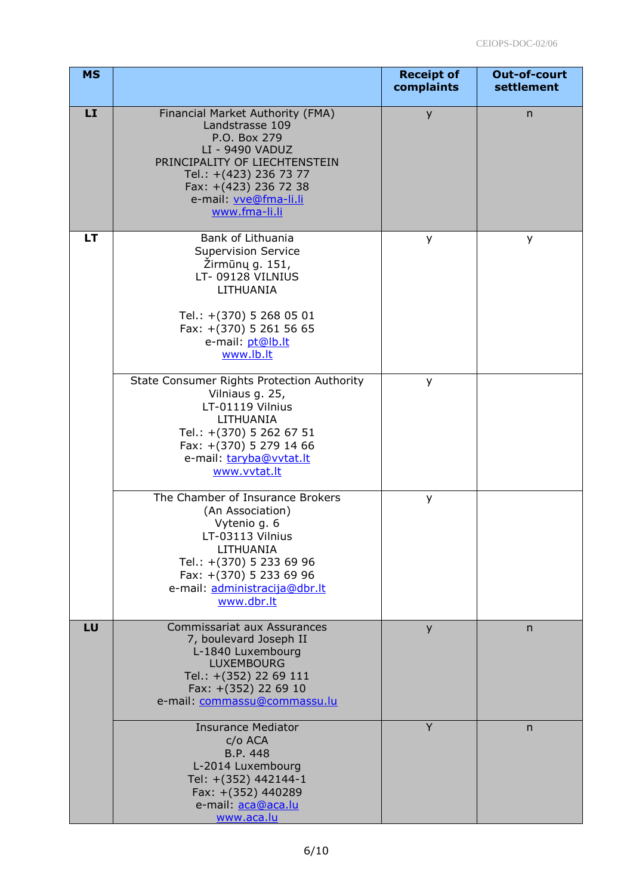| MS | | Receipt of complaints | Out-of-court settlement |
|---|---|---|---|
| **LI** | Financial Market Authority (FMA)<br>Landstrasse 109<br>P.O. Box 279<br>LI - 9490 VADUZ<br>PRINCIPALITY OF LIECHTENSTEIN<br>Tel.: +(423) 236 73 77<br>Fax: +(423) 236 72 38<br>e-mail: vve@fma-li.li<br>www.fma-li.li | y | n |
| **LT** | Bank of Lithuania<br>Supervision Service<br>Žirmūnų g. 151,<br>LT- 09128 VILNIUS<br>LITHUANIA<br><br>Tel.: +(370) 5 268 05 01<br>Fax: +(370) 5 261 56 65<br>e-mail: pt@lb.lt<br>www.lb.lt | y | y |
| | State Consumer Rights Protection Authority<br>Vilniaus g. 25,<br>LT-01119 Vilnius<br>LITHUANIA<br>Tel.: +(370) 5 262 67 51<br>Fax: +(370) 5 279 14 66<br>e-mail: taryba@vvtat.lt<br>www.vvtat.lt | y | |
| | The Chamber of Insurance Brokers<br>(An Association)<br>Vytenio g. 6<br>LT-03113 Vilnius<br>LITHUANIA<br>Tel.: +(370) 5 233 69 96<br>Fax: +(370) 5 233 69 96<br>e-mail: administracija@dbr.lt<br>www.dbr.lt | y | |
| **LU** | Commissariat aux Assurances<br>7, boulevard Joseph II<br>L-1840 Luxembourg<br>LUXEMBOURG<br>Tel.: +(352) 22 69 111<br>Fax: +(352) 22 69 10<br>e-mail: commassu@commassu.lu | y | n |
| | Insurance Mediator<br>c/o ACA<br>B.P. 448<br>L-2014 Luxembourg<br>Tel: +(352) 442144-1<br>Fax: +(352) 440289<br>e-mail: aca@aca.lu<br>www.aca.lu | Y | n |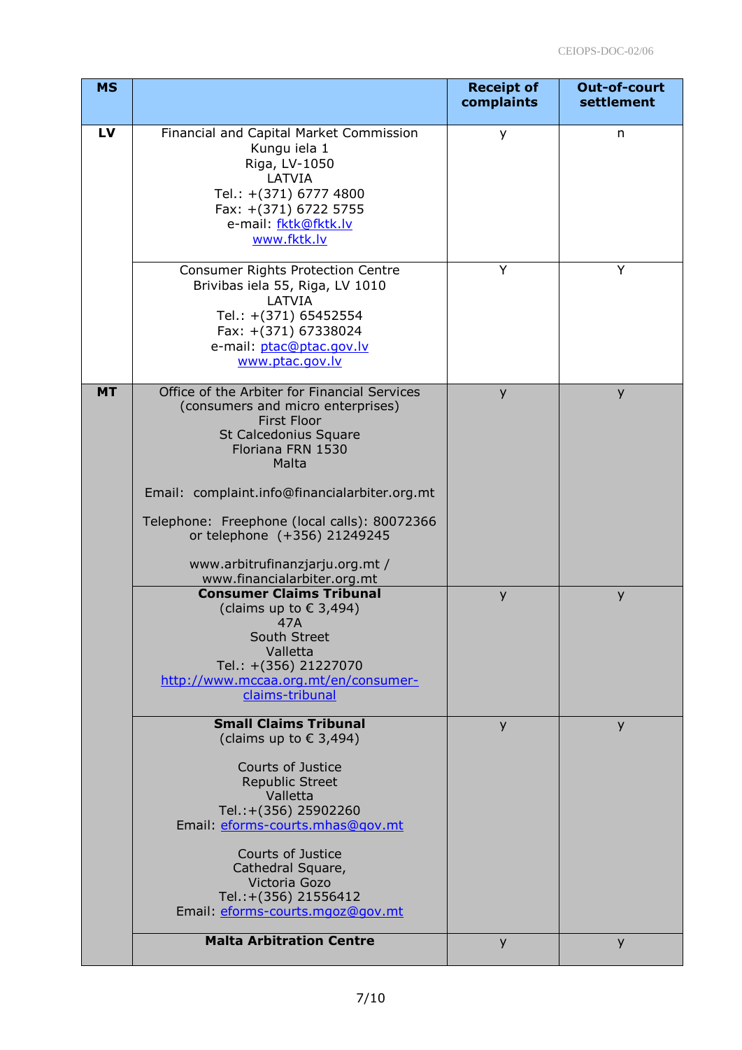| MS | | Receipt of complaints | Out-of-court settlement |
|---|---|---|---|
| LV | Financial and Capital Market Commission<br>Kungu iela 1<br>Riga, LV-1050<br>LATVIA<br>Tel.: +(371) 6777 4800<br>Fax: +(371) 6722 5755<br>e-mail: fktk@fktk.lv<br>www.fktk.lv | y | n |
| | Consumer Rights Protection Centre<br>Brivibas iela 55, Riga, LV 1010<br>LATVIA<br>Tel.: +(371) 65452554<br>Fax: +(371) 67338024<br>e-mail: ptac@ptac.gov.lv<br>www.ptac.gov.lv | Y | Y |
| MT | Office of the Arbiter for Financial Services<br>(consumers and micro enterprises)<br>First Floor<br>St Calcedonius Square<br>Floriana FRN 1530<br>Malta<br><br>Email: complaint.info@financialarbiter.org.mt<br><br>Telephone: Freephone (local calls): 80072366<br>or telephone (+356) 21249245<br><br>www.arbitrufinanzjarju.org.mt /<br>www.financialarbiter.org.mt | y | y |
| | **Consumer Claims Tribunal**<br>(claims up to € 3,494)<br>47A<br>South Street<br>Valletta<br>Tel.: +(356) 21227070<br>http://www.mccaa.org.mt/en/consumer-claims-tribunal | y | y |
| | **Small Claims Tribunal**<br>(claims up to € 3,494)<br><br>Courts of Justice<br>Republic Street<br>Valletta<br>Tel.:+(356) 25902260<br>Email: eforms-courts.mhas@gov.mt<br><br>Courts of Justice<br>Cathedral Square,<br>Victoria Gozo<br>Tel.:+(356) 21556412<br>Email: eforms-courts.mgoz@gov.mt | y | y |
| | **Malta Arbitration Centre** | y | y |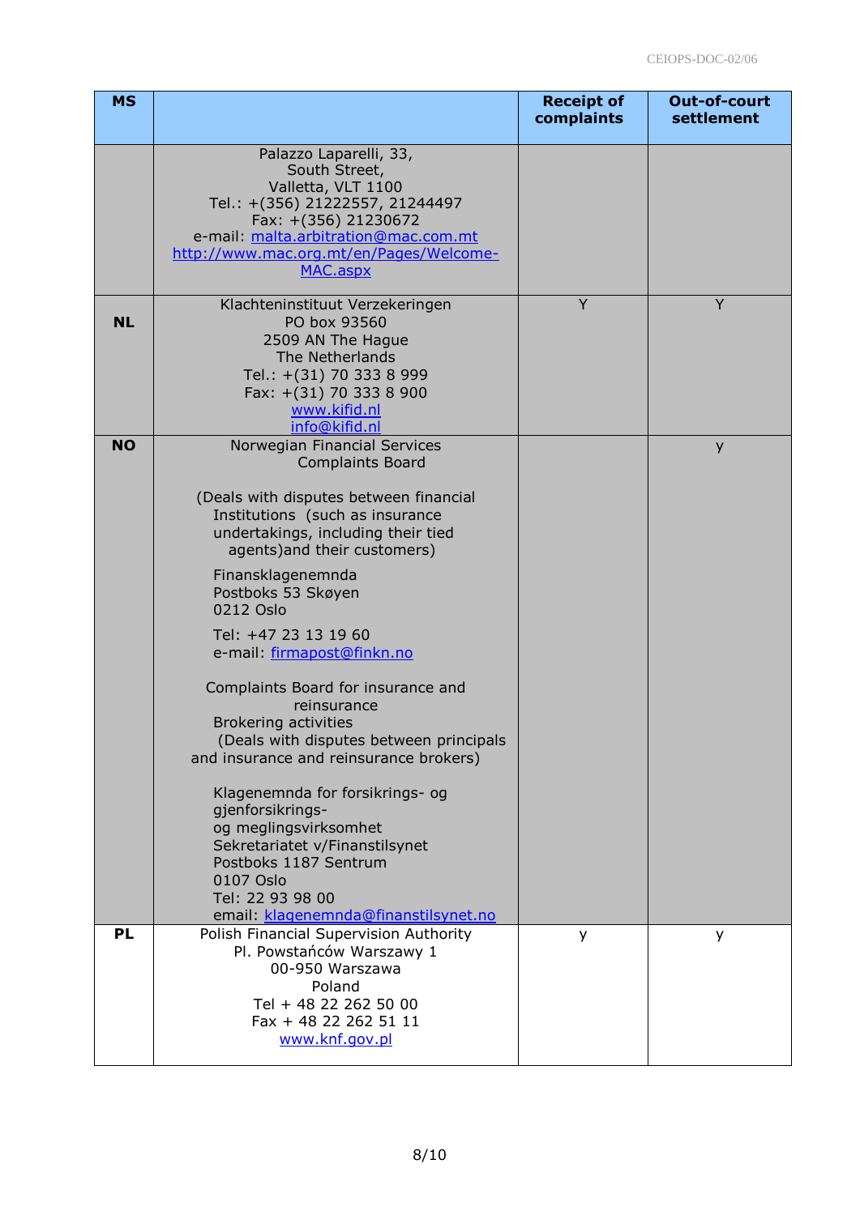| MS | | Receipt of complaints | Out-of-court settlement |
|---|---|---|---|
| | Palazzo Laparelli, 33,<br>South Street,<br>Valletta, VLT 1100<br>Tel.: +(356) 21222557, 21244497<br>Fax: +(356) 21230672<br>e-mail: malta.arbitration@mac.com.mt<br>http://www.mac.org.mt/en/Pages/Welcome-MAC.aspx | | |
| NL | Klachteninstituut Verzekeringen<br>PO box 93560<br>2509 AN The Hague<br>The Netherlands<br>Tel.: +(31) 70 333 8 999<br>Fax: +(31) 70 333 8 900<br>www.kifid.nl<br>info@kifid.nl | Y | Y |
| NO | Norwegian Financial Services Complaints Board<br><br>(Deals with disputes between financial Institutions (such as insurance undertakings, including their tied agents)and their customers)<br><br>Finansklagenemnda<br>Postboks 53 Skøyen<br>0212 Oslo<br><br>Tel: +47 23 13 19 60<br>e-mail: firmapost@finkn.no<br><br>Complaints Board for insurance and reinsurance<br>Brokering activities<br>(Deals with disputes between principals and insurance and reinsurance brokers)<br><br>Klagenemnda for forsikrings- og gjenforsikrings-<br>og meglingsvirksomhet<br>Sekretariatet v/Finanstilsynet<br>Postboks 1187 Sentrum<br>0107 Oslo<br>Tel: 22 93 98 00<br>email: klagenemnda@finanstilsynet.no | | y |
| PL | Polish Financial Supervision Authority<br>Pl. Powstańców Warszawy 1<br>00-950 Warszawa<br>Poland<br>Tel + 48 22 262 50 00<br>Fax + 48 22 262 51 11<br>www.knf.gov.pl | y | y |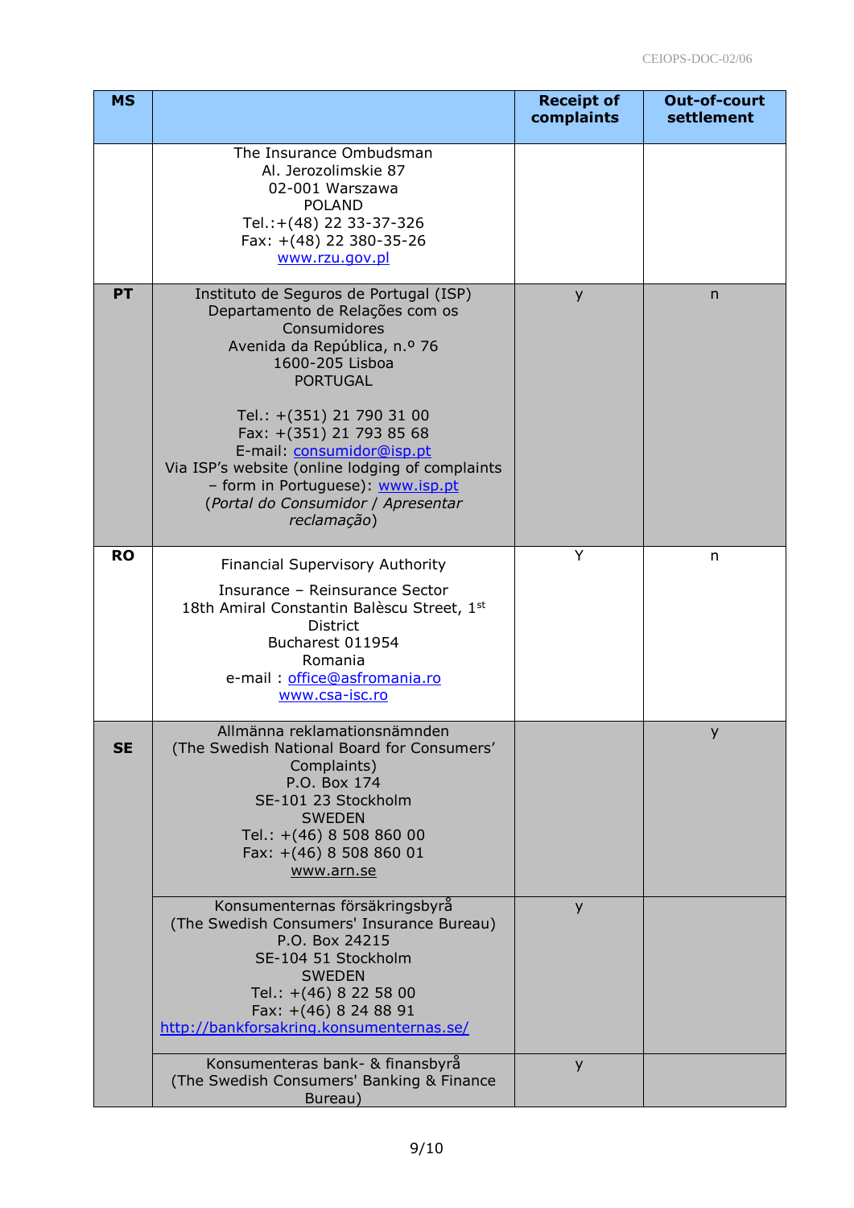| MS | | Receipt of complaints | Out-of-court settlement |
|---|---|---|---|
| | The Insurance Ombudsman<br>Al. Jerozolimskie 87<br>02-001 Warszawa<br>POLAND<br>Tel.:+(48) 22 33-37-326<br>Fax: +(48) 22 380-35-26<br>www.rzu.gov.pl | | |
| **PT** | Instituto de Seguros de Portugal (ISP)<br>Departamento de Relações com os Consumidores<br>Avenida da República, n.º 76<br>1600-205 Lisboa<br>PORTUGAL<br><br>Tel.: +(351) 21 790 31 00<br>Fax: +(351) 21 793 85 68<br>E-mail: consumidor@isp.pt<br>Via ISP's website (online lodging of complaints – form in Portuguese): www.isp.pt<br>(*Portal do Consumidor* / *Apresentar reclamação*) | y | n |
| **RO** | Financial Supervisory Authority<br><br>Insurance – Reinsurance Sector<br>18th Amiral Constantin Balèscu Street, 1st District<br>Bucharest 011954<br>Romania<br>e-mail : office@asfromania.ro<br>www.csa-isc.ro | Y | n |
| **SE** | Allmänna reklamationsnämnden<br>(The Swedish National Board for Consumers' Complaints)<br>P.O. Box 174<br>SE-101 23 Stockholm<br>SWEDEN<br>Tel.: +(46) 8 508 860 00<br>Fax: +(46) 8 508 860 01<br>www.arn.se | | y |
| | Konsumenternas försäkringsbyrå<br>(The Swedish Consumers' Insurance Bureau)<br>P.O. Box 24215<br>SE-104 51 Stockholm<br>SWEDEN<br>Tel.: +(46) 8 22 58 00<br>Fax: +(46) 8 24 88 91<br>http://bankforsakring.konsumenternas.se/ | y | |
| | Konsumenteras bank- & finansbyrå<br>(The Swedish Consumers' Banking & Finance Bureau) | y | |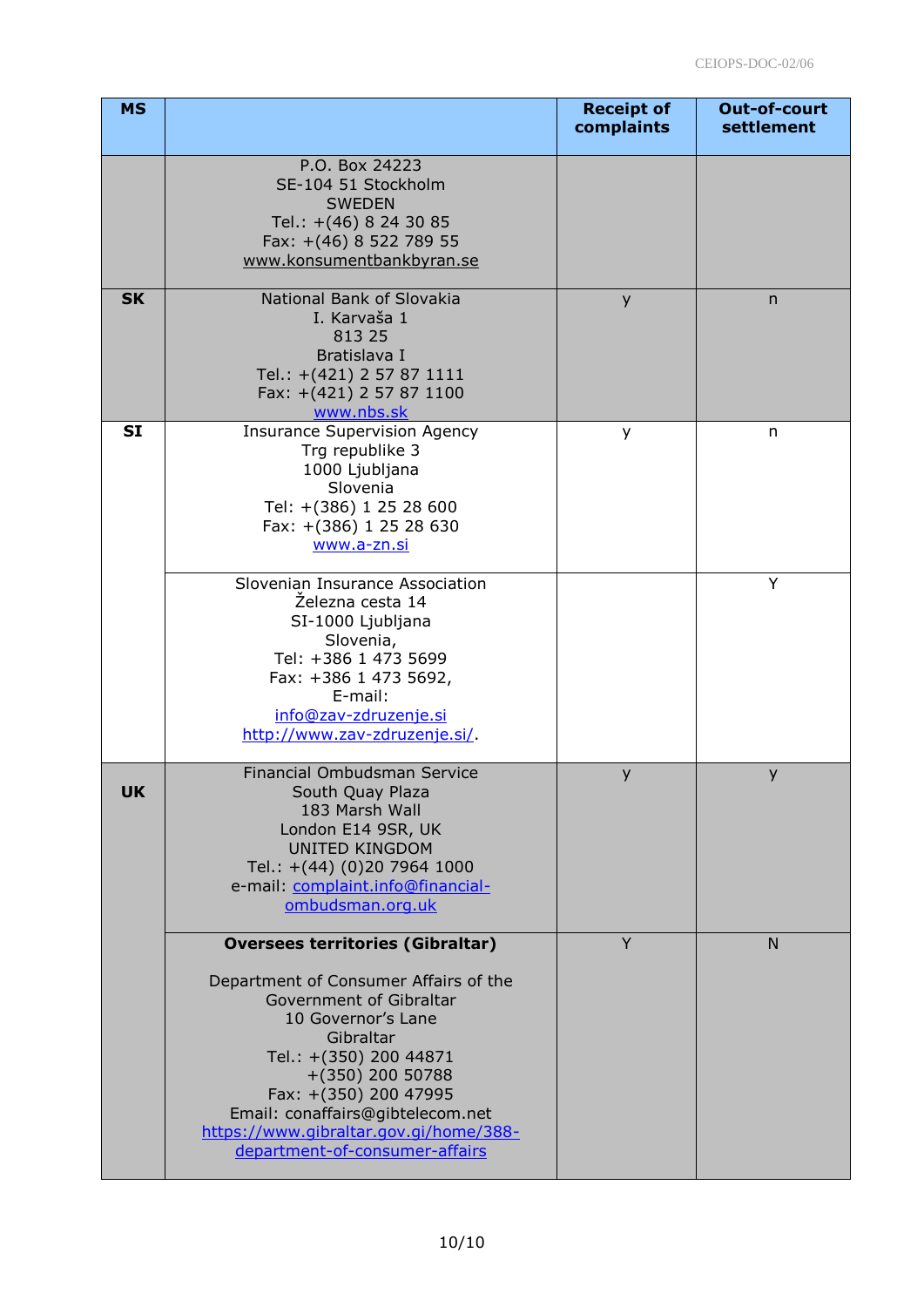| MS | | Receipt of complaints | Out-of-court settlement |
|---|---|---|---|
| | P.O. Box 24223<br>SE-104 51 Stockholm<br>SWEDEN<br>Tel.: +(46) 8 24 30 85<br>Fax: +(46) 8 522 789 55<br>www.konsumentbankbyran.se | | |
| **SK** | National Bank of Slovakia<br>I. Karvaša 1<br>813 25<br>Bratislava I<br>Tel.: +(421) 2 57 87 1111<br>Fax: +(421) 2 57 87 1100<br>www.nbs.sk | y | n |
| **SI** | Insurance Supervision Agency<br>Trg republike 3<br>1000 Ljubljana<br>Slovenia<br>Tel: +(386) 1 25 28 600<br>Fax: +(386) 1 25 28 630<br>www.a-zn.si | y | n |
| | Slovenian Insurance Association<br>Železna cesta 14<br>SI-1000 Ljubljana<br>Slovenia,<br>Tel: +386 1 473 5699<br>Fax: +386 1 473 5692,<br>E-mail:<br>info@zav-zdruzenje.si<br>http://www.zav-zdruzenje.si/. | | Y |
| **UK** | Financial Ombudsman Service<br>South Quay Plaza<br>183 Marsh Wall<br>London E14 9SR, UK<br>UNITED KINGDOM<br>Tel.: +(44) (0)20 7964 1000<br>e-mail: complaint.info@financial-ombudsman.org.uk | y | y |
| | **Oversees territories (Gibraltar)**<br><br>Department of Consumer Affairs of the Government of Gibraltar<br>10 Governor's Lane<br>Gibraltar<br>Tel.: +(350) 200 44871<br>+(350) 200 50788<br>Fax: +(350) 200 47995<br>Email: conaffairs@gibtelecom.net<br>https://www.gibraltar.gov.gi/home/388-department-of-consumer-affairs | Y | N |